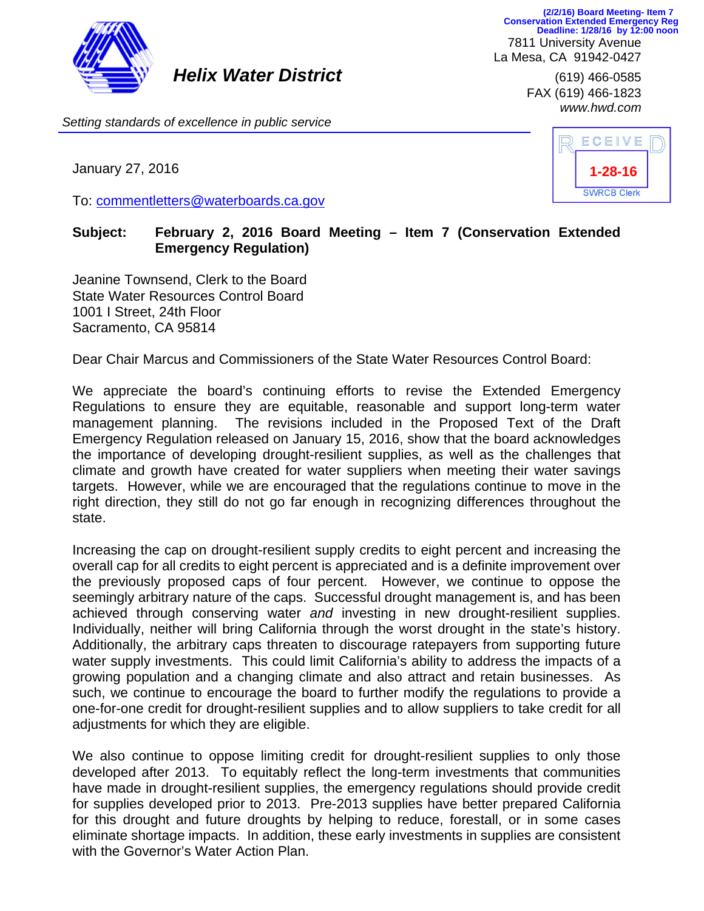(2/2/16) Board Meeting- Item 7
Conservation Extended Emergency Reg
Deadline: 1/28/16 by 12:00 noon

**_Helix Water District_**

7811 University Avenue
La Mesa, CA 91942-0427

(619) 466-0585
FAX (619) 466-1823
*www.hwd.com*

*Setting standards of excellence in public service*

RECEIVED
1-28-16
SWRCB Clerk

January 27, 2016

To: commentletters@waterboards.ca.gov

**Subject: February 2, 2016 Board Meeting – Item 7 (Conservation Extended Emergency Regulation)**

Jeanine Townsend, Clerk to the Board
State Water Resources Control Board
1001 I Street, 24th Floor
Sacramento, CA 95814

Dear Chair Marcus and Commissioners of the State Water Resources Control Board:

We appreciate the board's continuing efforts to revise the Extended Emergency Regulations to ensure they are equitable, reasonable and support long-term water management planning. The revisions included in the Proposed Text of the Draft Emergency Regulation released on January 15, 2016, show that the board acknowledges the importance of developing drought-resilient supplies, as well as the challenges that climate and growth have created for water suppliers when meeting their water savings targets. However, while we are encouraged that the regulations continue to move in the right direction, they still do not go far enough in recognizing differences throughout the state.

Increasing the cap on drought-resilient supply credits to eight percent and increasing the overall cap for all credits to eight percent is appreciated and is a definite improvement over the previously proposed caps of four percent. However, we continue to oppose the seemingly arbitrary nature of the caps. Successful drought management is, and has been achieved through conserving water *and* investing in new drought-resilient supplies. Individually, neither will bring California through the worst drought in the state's history. Additionally, the arbitrary caps threaten to discourage ratepayers from supporting future water supply investments. This could limit California's ability to address the impacts of a growing population and a changing climate and also attract and retain businesses. As such, we continue to encourage the board to further modify the regulations to provide a one-for-one credit for drought-resilient supplies and to allow suppliers to take credit for all adjustments for which they are eligible.

We also continue to oppose limiting credit for drought-resilient supplies to only those developed after 2013. To equitably reflect the long-term investments that communities have made in drought-resilient supplies, the emergency regulations should provide credit for supplies developed prior to 2013. Pre-2013 supplies have better prepared California for this drought and future droughts by helping to reduce, forestall, or in some cases eliminate shortage impacts. In addition, these early investments in supplies are consistent with the Governor's Water Action Plan.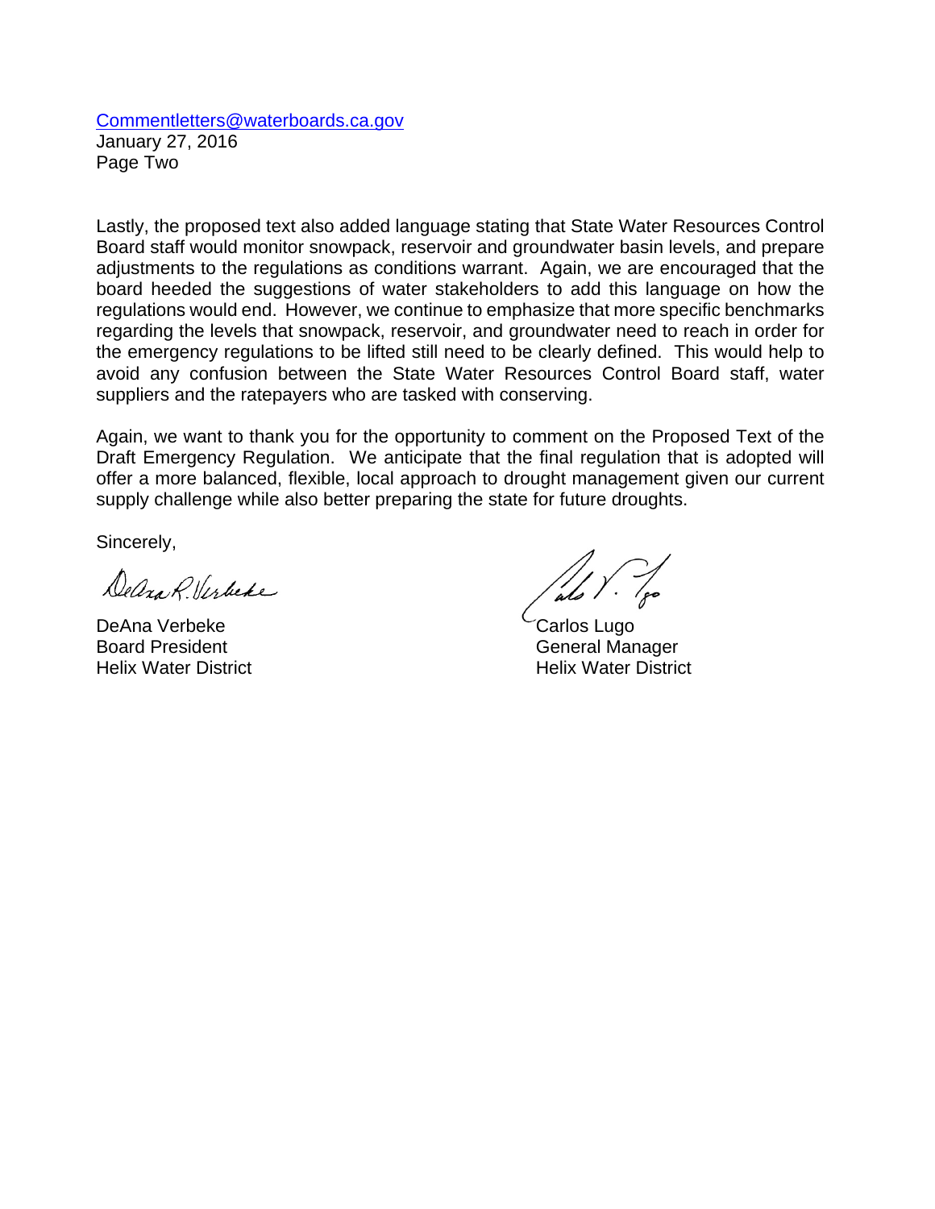Commentletters@waterboards.ca.gov
January 27, 2016
Page Two

Lastly, the proposed text also added language stating that State Water Resources Control Board staff would monitor snowpack, reservoir and groundwater basin levels, and prepare adjustments to the regulations as conditions warrant. Again, we are encouraged that the board heeded the suggestions of water stakeholders to add this language on how the regulations would end. However, we continue to emphasize that more specific benchmarks regarding the levels that snowpack, reservoir, and groundwater need to reach in order for the emergency regulations to be lifted still need to be clearly defined. This would help to avoid any confusion between the State Water Resources Control Board staff, water suppliers and the ratepayers who are tasked with conserving.

Again, we want to thank you for the opportunity to comment on the Proposed Text of the Draft Emergency Regulation. We anticipate that the final regulation that is adopted will offer a more balanced, flexible, local approach to drought management given our current supply challenge while also better preparing the state for future droughts.

Sincerely,

DeAna Verbeke
Board President
Helix Water District

Carlos Lugo
General Manager
Helix Water District